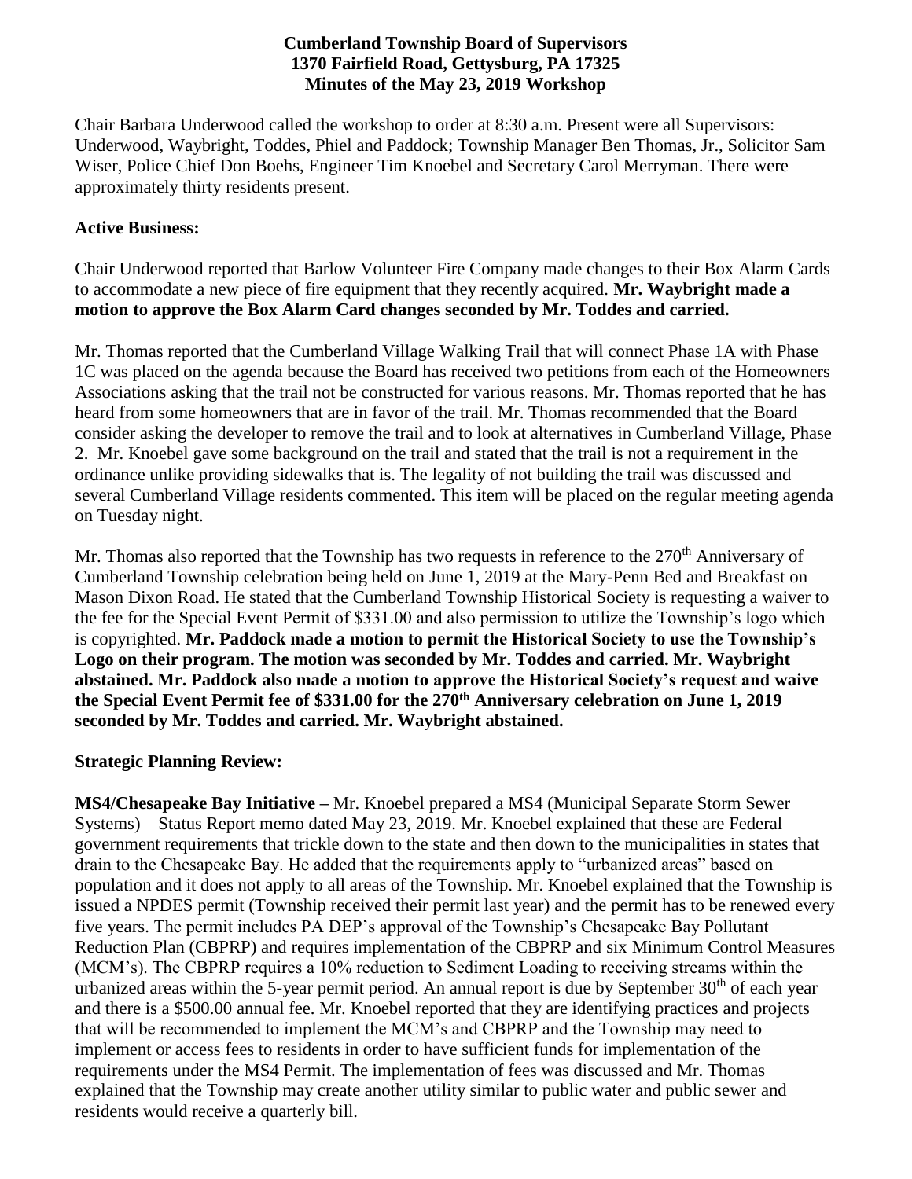**Cumberland Township Board of Supervisors**
**1370 Fairfield Road, Gettysburg, PA 17325**
**Minutes of the May 23, 2019 Workshop**

Chair Barbara Underwood called the workshop to order at 8:30 a.m. Present were all Supervisors: Underwood, Waybright, Toddes, Phiel and Paddock; Township Manager Ben Thomas, Jr., Solicitor Sam Wiser, Police Chief Don Boehs, Engineer Tim Knoebel and Secretary Carol Merryman. There were approximately thirty residents present.

**Active Business:**

Chair Underwood reported that Barlow Volunteer Fire Company made changes to their Box Alarm Cards to accommodate a new piece of fire equipment that they recently acquired. **Mr. Waybright made a motion to approve the Box Alarm Card changes seconded by Mr. Toddes and carried.**

Mr. Thomas reported that the Cumberland Village Walking Trail that will connect Phase 1A with Phase 1C was placed on the agenda because the Board has received two petitions from each of the Homeowners Associations asking that the trail not be constructed for various reasons. Mr. Thomas reported that he has heard from some homeowners that are in favor of the trail. Mr. Thomas recommended that the Board consider asking the developer to remove the trail and to look at alternatives in Cumberland Village, Phase 2. Mr. Knoebel gave some background on the trail and stated that the trail is not a requirement in the ordinance unlike providing sidewalks that is. The legality of not building the trail was discussed and several Cumberland Village residents commented. This item will be placed on the regular meeting agenda on Tuesday night.

Mr. Thomas also reported that the Township has two requests in reference to the 270th Anniversary of Cumberland Township celebration being held on June 1, 2019 at the Mary-Penn Bed and Breakfast on Mason Dixon Road. He stated that the Cumberland Township Historical Society is requesting a waiver to the fee for the Special Event Permit of $331.00 and also permission to utilize the Township's logo which is copyrighted. **Mr. Paddock made a motion to permit the Historical Society to use the Township's Logo on their program. The motion was seconded by Mr. Toddes and carried. Mr. Waybright abstained. Mr. Paddock also made a motion to approve the Historical Society's request and waive the Special Event Permit fee of $331.00 for the 270th Anniversary celebration on June 1, 2019 seconded by Mr. Toddes and carried. Mr. Waybright abstained.**

**Strategic Planning Review:**

**MS4/Chesapeake Bay Initiative –** Mr. Knoebel prepared a MS4 (Municipal Separate Storm Sewer Systems) – Status Report memo dated May 23, 2019. Mr. Knoebel explained that these are Federal government requirements that trickle down to the state and then down to the municipalities in states that drain to the Chesapeake Bay. He added that the requirements apply to "urbanized areas" based on population and it does not apply to all areas of the Township. Mr. Knoebel explained that the Township is issued a NPDES permit (Township received their permit last year) and the permit has to be renewed every five years. The permit includes PA DEP's approval of the Township's Chesapeake Bay Pollutant Reduction Plan (CBPRP) and requires implementation of the CBPRP and six Minimum Control Measures (MCM's). The CBPRP requires a 10% reduction to Sediment Loading to receiving streams within the urbanized areas within the 5-year permit period. An annual report is due by September 30th of each year and there is a $500.00 annual fee. Mr. Knoebel reported that they are identifying practices and projects that will be recommended to implement the MCM's and CBPRP and the Township may need to implement or access fees to residents in order to have sufficient funds for implementation of the requirements under the MS4 Permit. The implementation of fees was discussed and Mr. Thomas explained that the Township may create another utility similar to public water and public sewer and residents would receive a quarterly bill.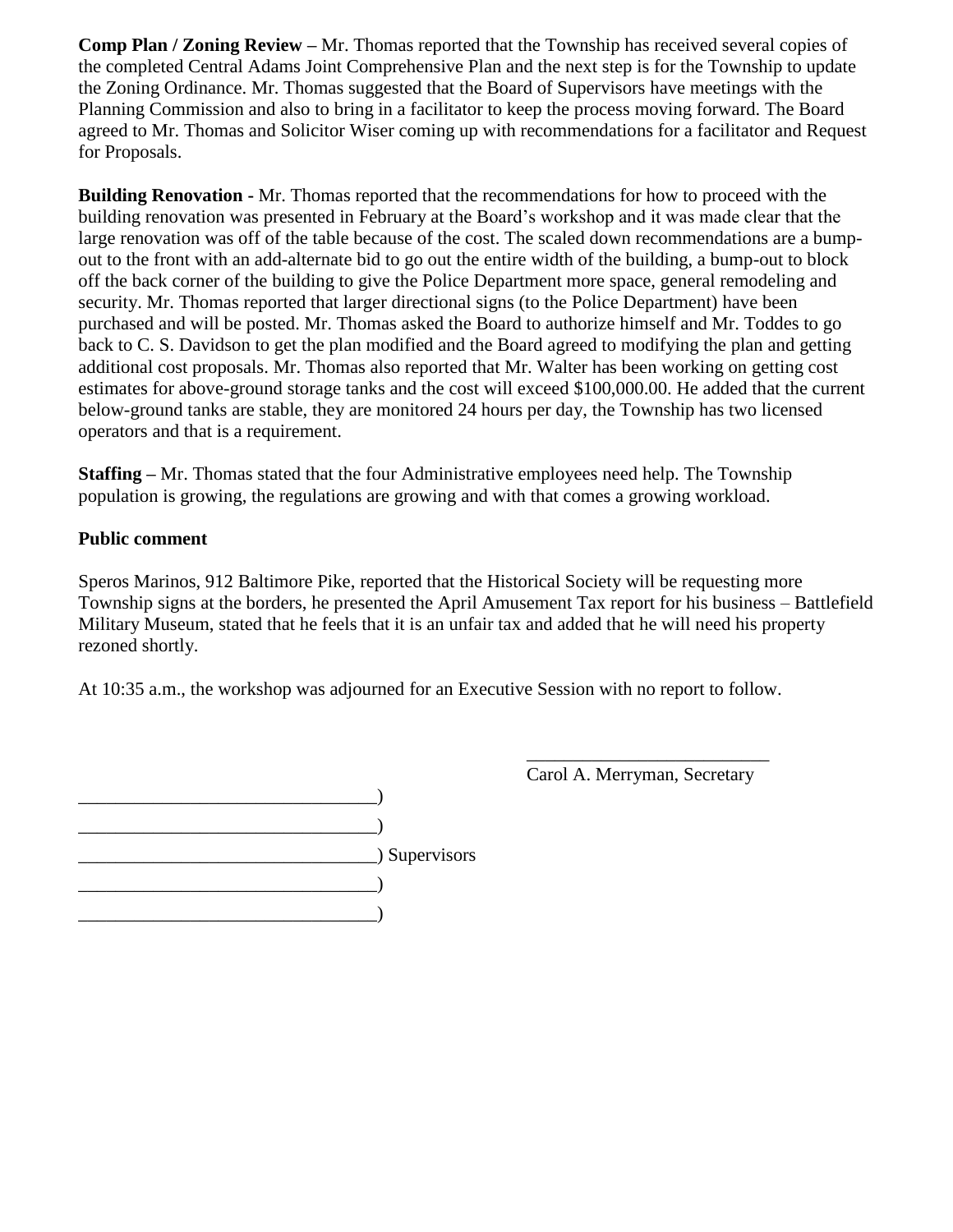**Comp Plan / Zoning Review –** Mr. Thomas reported that the Township has received several copies of the completed Central Adams Joint Comprehensive Plan and the next step is for the Township to update the Zoning Ordinance. Mr. Thomas suggested that the Board of Supervisors have meetings with the Planning Commission and also to bring in a facilitator to keep the process moving forward. The Board agreed to Mr. Thomas and Solicitor Wiser coming up with recommendations for a facilitator and Request for Proposals.

**Building Renovation -** Mr. Thomas reported that the recommendations for how to proceed with the building renovation was presented in February at the Board's workshop and it was made clear that the large renovation was off of the table because of the cost. The scaled down recommendations are a bump-out to the front with an add-alternate bid to go out the entire width of the building, a bump-out to block off the back corner of the building to give the Police Department more space, general remodeling and security. Mr. Thomas reported that larger directional signs (to the Police Department) have been purchased and will be posted. Mr. Thomas asked the Board to authorize himself and Mr. Toddes to go back to C. S. Davidson to get the plan modified and the Board agreed to modifying the plan and getting additional cost proposals. Mr. Thomas also reported that Mr. Walter has been working on getting cost estimates for above-ground storage tanks and the cost will exceed $100,000.00. He added that the current below-ground tanks are stable, they are monitored 24 hours per day, the Township has two licensed operators and that is a requirement.

**Staffing –** Mr. Thomas stated that the four Administrative employees need help. The Township population is growing, the regulations are growing and with that comes a growing workload.

**Public comment**

Speros Marinos, 912 Baltimore Pike, reported that the Historical Society will be requesting more Township signs at the borders, he presented the April Amusement Tax report for his business – Battlefield Military Museum, stated that he feels that it is an unfair tax and added that he will need his property rezoned shortly.

At 10:35 a.m., the workshop was adjourned for an Executive Session with no report to follow.

\_\_\_\_\_\_\_\_\_\_\_\_\_\_\_\_\_\_\_\_\_\_\_\_\_\_\_
Carol A. Merryman, Secretary

\_\_\_\_\_\_\_\_\_\_\_\_\_\_\_\_\_\_\_\_\_\_\_\_\_\_\_\_\_\_\_\_)
\_\_\_\_\_\_\_\_\_\_\_\_\_\_\_\_\_\_\_\_\_\_\_\_\_\_\_\_\_\_\_\_)
\_\_\_\_\_\_\_\_\_\_\_\_\_\_\_\_\_\_\_\_\_\_\_\_\_\_\_\_\_\_\_\_) Supervisors
\_\_\_\_\_\_\_\_\_\_\_\_\_\_\_\_\_\_\_\_\_\_\_\_\_\_\_\_\_\_\_\_)
\_\_\_\_\_\_\_\_\_\_\_\_\_\_\_\_\_\_\_\_\_\_\_\_\_\_\_\_\_\_\_\_)